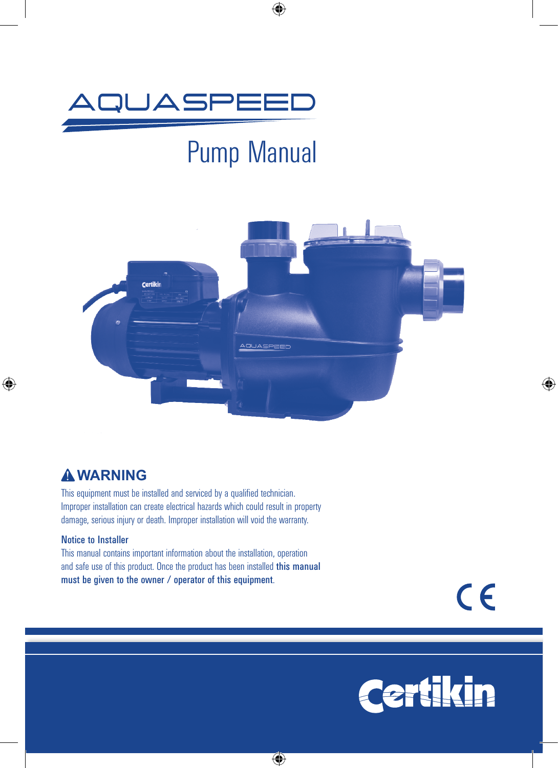# AQUASPEED

## Pump Manual

## ⚠ WARNING

This equipment must be installed and serviced by a qualified technician. Improper installation can create electrical hazards which could result in property damage, serious injury or death. Improper installation will void the warranty.

### Notice to Installer

This manual contains important information about the installation, operation and safe use of this product. Once the product has been installed **this manual must be given to the owner / operator of this equipment**.

CE

Certikin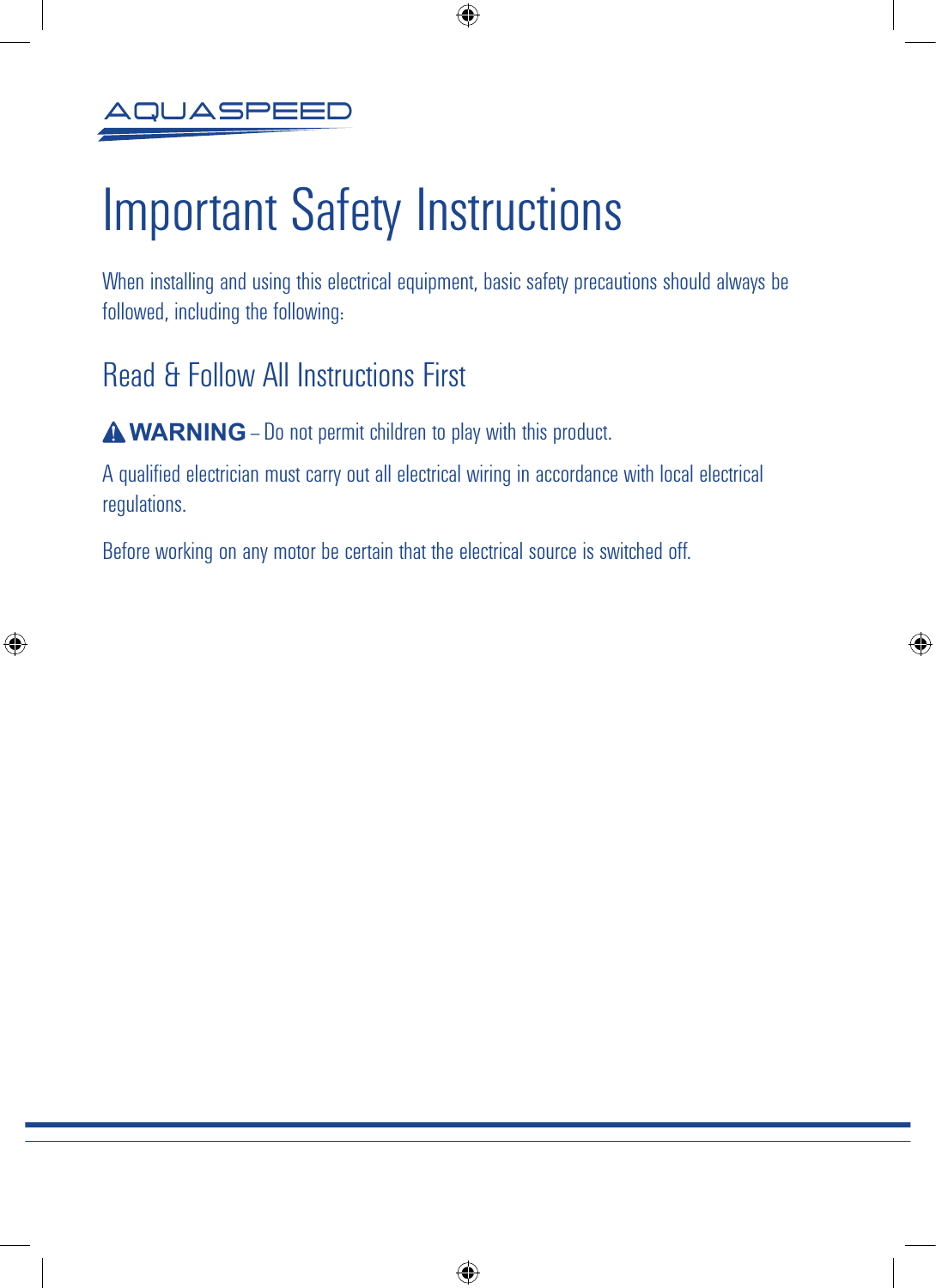AQUASPEED

# Important Safety Instructions

When installing and using this electrical equipment, basic safety precautions should always be followed, including the following:

## Read & Follow All Instructions First

⚠ **WARNING** – Do not permit children to play with this product.

A qualified electrician must carry out all electrical wiring in accordance with local electrical regulations.

Before working on any motor be certain that the electrical source is switched off.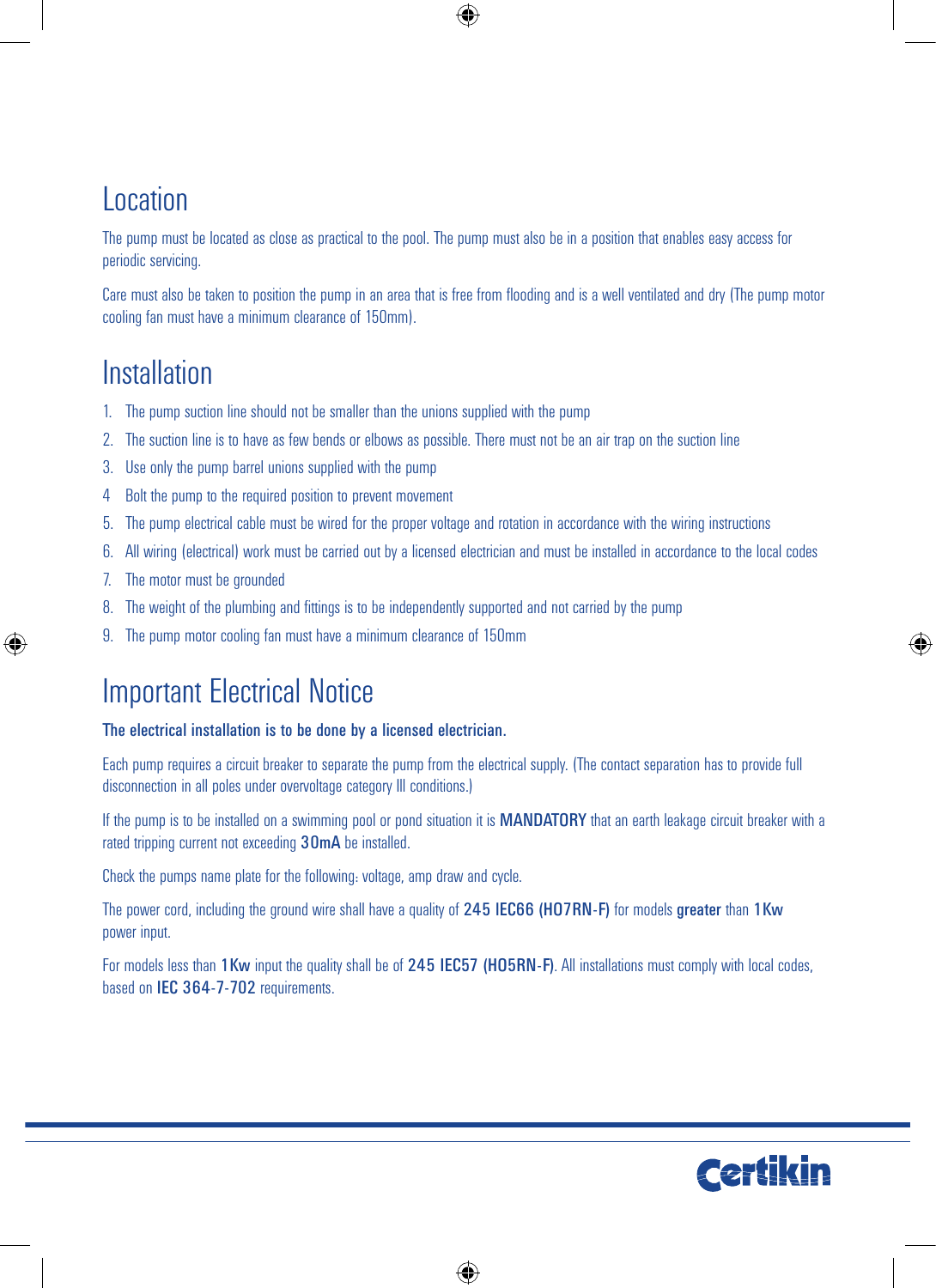# Location

The pump must be located as close as practical to the pool. The pump must also be in a position that enables easy access for periodic servicing.

Care must also be taken to position the pump in an area that is free from flooding and is a well ventilated and dry (The pump motor cooling fan must have a minimum clearance of 150mm).

# Installation

1. The pump suction line should not be smaller than the unions supplied with the pump
2. The suction line is to have as few bends or elbows as possible. There must not be an air trap on the suction line
3. Use only the pump barrel unions supplied with the pump
4. Bolt the pump to the required position to prevent movement
5. The pump electrical cable must be wired for the proper voltage and rotation in accordance with the wiring instructions
6. All wiring (electrical) work must be carried out by a licensed electrician and must be installed in accordance to the local codes
7. The motor must be grounded
8. The weight of the plumbing and fittings is to be independently supported and not carried by the pump
9. The pump motor cooling fan must have a minimum clearance of 150mm

# Important Electrical Notice

**The electrical installation is to be done by a licensed electrician.**

Each pump requires a circuit breaker to separate the pump from the electrical supply. (The contact separation has to provide full disconnection in all poles under overvoltage category III conditions.)

If the pump is to be installed on a swimming pool or pond situation it is **MANDATORY** that an earth leakage circuit breaker with a rated tripping current not exceeding **30mA** be installed.

Check the pumps name plate for the following: voltage, amp draw and cycle.

The power cord, including the ground wire shall have a quality of **245 IEC66 (HO7RN-F)** for models **greater** than **1Kw** power input.

For models less than **1Kw** input the quality shall be of **245 IEC57 (HO5RN-F)**. All installations must comply with local codes, based on **IEC 364-7-702** requirements.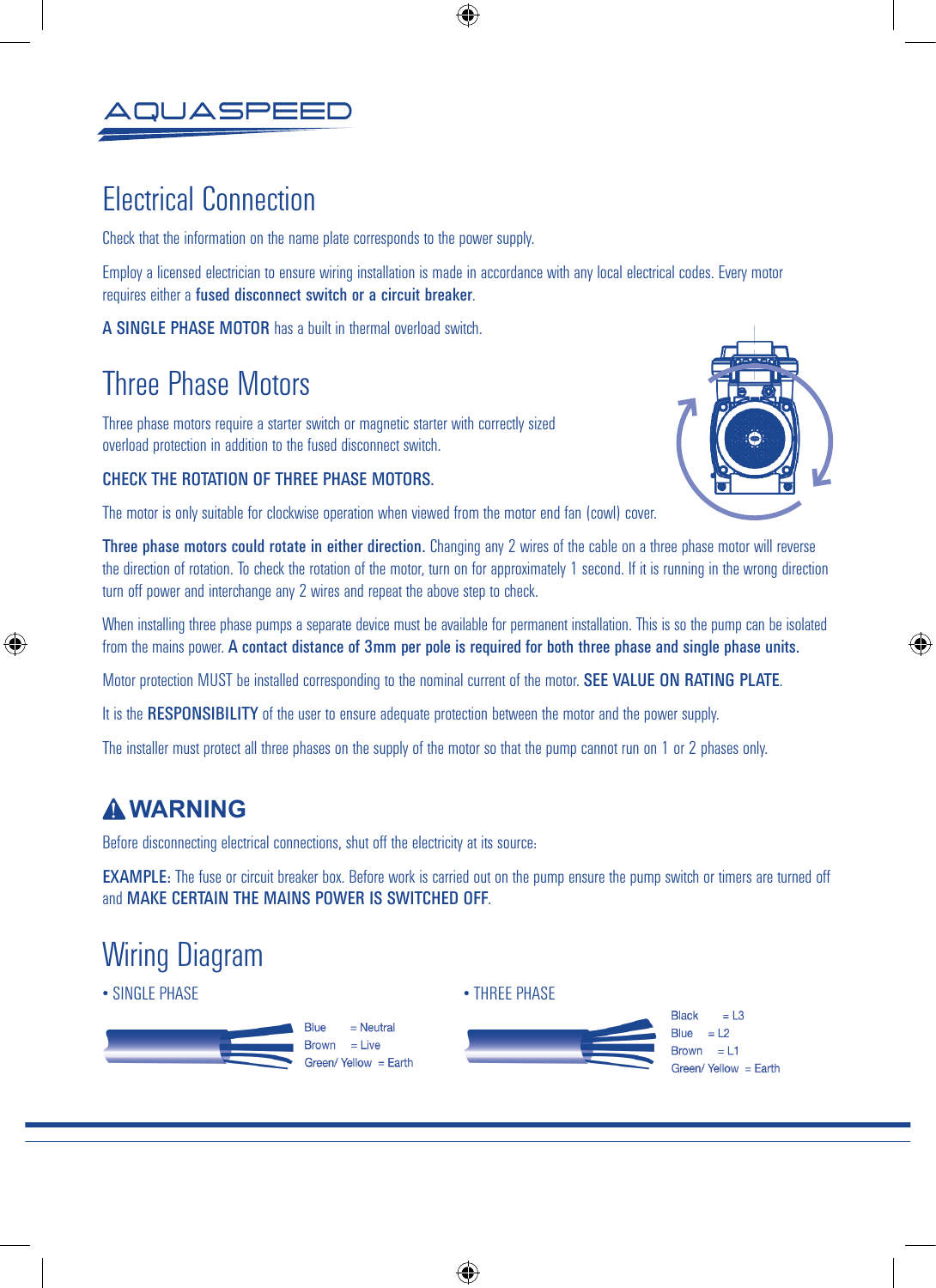# Electrical Connection

Check that the information on the name plate corresponds to the power supply.

Employ a licensed electrician to ensure wiring installation is made in accordance with any local electrical codes. Every motor requires either a **fused disconnect switch or a circuit breaker**.

**A SINGLE PHASE MOTOR** has a built in thermal overload switch.

# Three Phase Motors

Three phase motors require a starter switch or magnetic starter with correctly sized overload protection in addition to the fused disconnect switch.

**CHECK THE ROTATION OF THREE PHASE MOTORS.**

The motor is only suitable for clockwise operation when viewed from the motor end fan (cowl) cover.

**Three phase motors could rotate in either direction.** Changing any 2 wires of the cable on a three phase motor will reverse the direction of rotation. To check the rotation of the motor, turn on for approximately 1 second. If it is running in the wrong direction turn off power and interchange any 2 wires and repeat the above step to check.

When installing three phase pumps a separate device must be available for permanent installation. This is so the pump can be isolated from the mains power. **A contact distance of 3mm per pole is required for both three phase and single phase units.**

Motor protection MUST be installed corresponding to the nominal current of the motor. **SEE VALUE ON RATING PLATE.**

It is the **RESPONSIBILITY** of the user to ensure adequate protection between the motor and the power supply.

The installer must protect all three phases on the supply of the motor so that the pump cannot run on 1 or 2 phases only.

## ⚠ WARNING

Before disconnecting electrical connections, shut off the electricity at its source:

**EXAMPLE:** The fuse or circuit breaker box. Before work is carried out on the pump ensure the pump switch or timers are turned off and **MAKE CERTAIN THE MAINS POWER IS SWITCHED OFF.**

# Wiring Diagram

- SINGLE PHASE

Blue = Neutral
Brown = Live
Green/ Yellow = Earth

- THREE PHASE

Black = L3
Blue = L2
Brown = L1
Green/ Yellow = Earth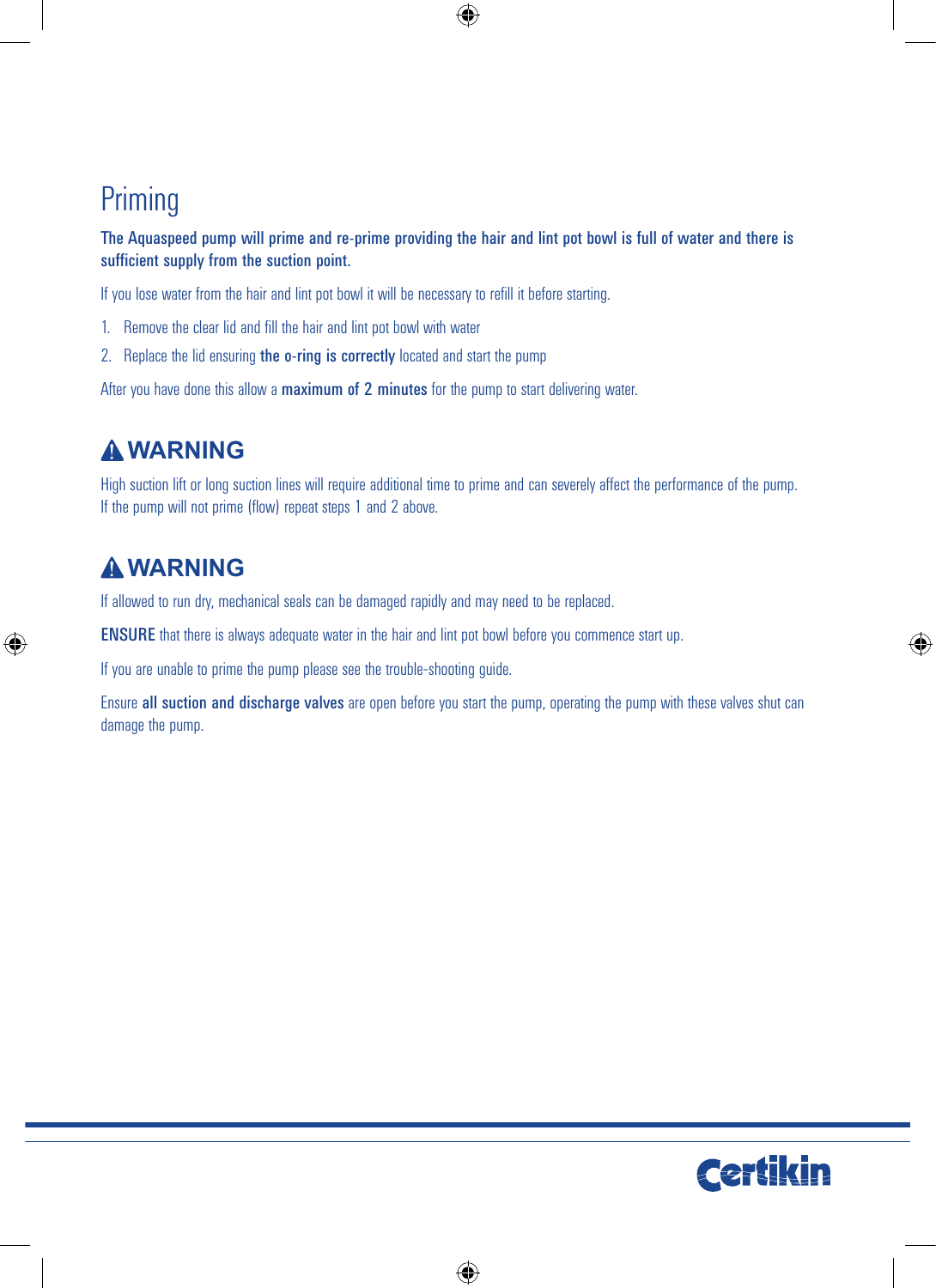# Priming

**The Aquaspeed pump will prime and re-prime providing the hair and lint pot bowl is full of water and there is sufficient supply from the suction point.**

If you lose water from the hair and lint pot bowl it will be necessary to refill it before starting.

1. Remove the clear lid and fill the hair and lint pot bowl with water
2. Replace the lid ensuring **the o-ring is correctly** located and start the pump

After you have done this allow a **maximum of 2 minutes** for the pump to start delivering water.

## ⚠ WARNING

High suction lift or long suction lines will require additional time to prime and can severely affect the performance of the pump. If the pump will not prime (flow) repeat steps 1 and 2 above.

## ⚠ WARNING

If allowed to run dry, mechanical seals can be damaged rapidly and may need to be replaced.

**ENSURE** that there is always adequate water in the hair and lint pot bowl before you commence start up.

If you are unable to prime the pump please see the trouble-shooting guide.

Ensure **all suction and discharge valves** are open before you start the pump, operating the pump with these valves shut can damage the pump.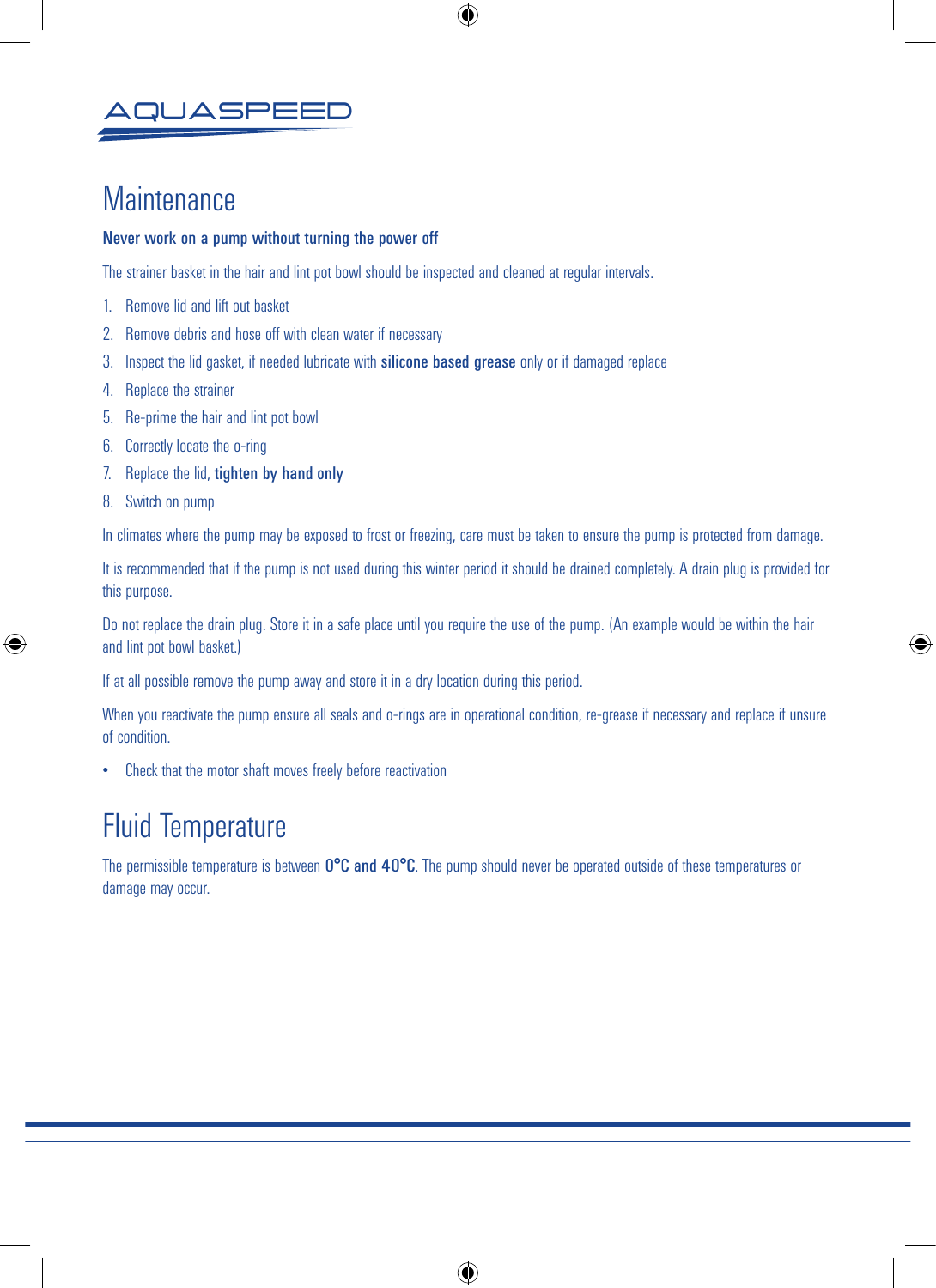AQUASPEED

# Maintenance

**Never work on a pump without turning the power off**

The strainer basket in the hair and lint pot bowl should be inspected and cleaned at regular intervals.

1. Remove lid and lift out basket
2. Remove debris and hose off with clean water if necessary
3. Inspect the lid gasket, if needed lubricate with **silicone based grease** only or if damaged replace
4. Replace the strainer
5. Re-prime the hair and lint pot bowl
6. Correctly locate the o-ring
7. Replace the lid, **tighten by hand only**
8. Switch on pump

In climates where the pump may be exposed to frost or freezing, care must be taken to ensure the pump is protected from damage.

It is recommended that if the pump is not used during this winter period it should be drained completely. A drain plug is provided for this purpose.

Do not replace the drain plug. Store it in a safe place until you require the use of the pump. (An example would be within the hair and lint pot bowl basket.)

If at all possible remove the pump away and store it in a dry location during this period.

When you reactivate the pump ensure all seals and o-rings are in operational condition, re-grease if necessary and replace if unsure of condition.

- Check that the motor shaft moves freely before reactivation

# Fluid Temperature

The permissible temperature is between **0°C and 40°C**. The pump should never be operated outside of these temperatures or damage may occur.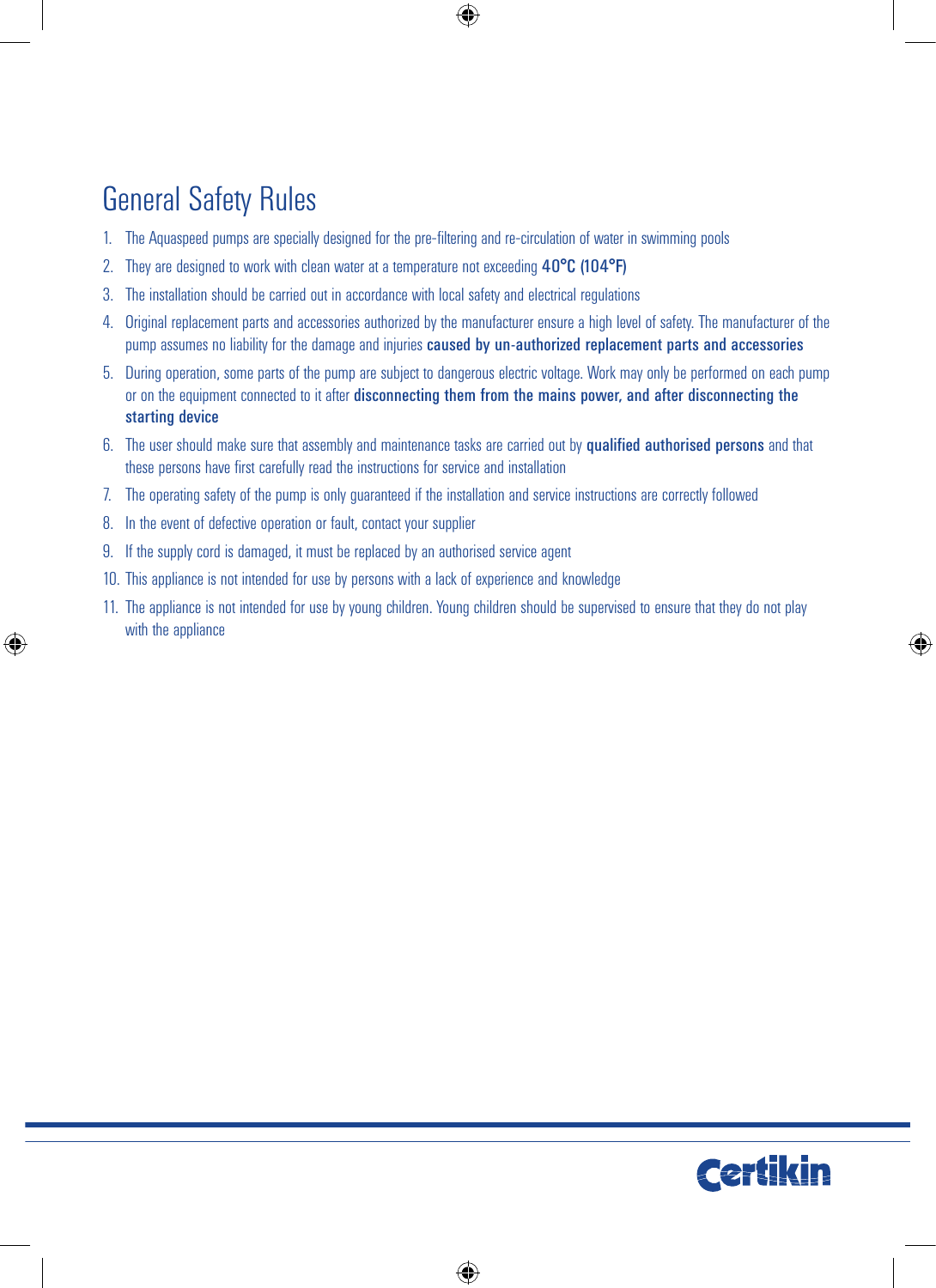# General Safety Rules

1. The Aquaspeed pumps are specially designed for the pre-filtering and re-circulation of water in swimming pools
2. They are designed to work with clean water at a temperature not exceeding **40°C (104°F)**
3. The installation should be carried out in accordance with local safety and electrical regulations
4. Original replacement parts and accessories authorized by the manufacturer ensure a high level of safety. The manufacturer of the pump assumes no liability for the damage and injuries **caused by un-authorized replacement parts and accessories**
5. During operation, some parts of the pump are subject to dangerous electric voltage. Work may only be performed on each pump or on the equipment connected to it after **disconnecting them from the mains power, and after disconnecting the starting device**
6. The user should make sure that assembly and maintenance tasks are carried out by **qualified authorised persons** and that these persons have first carefully read the instructions for service and installation
7. The operating safety of the pump is only guaranteed if the installation and service instructions are correctly followed
8. In the event of defective operation or fault, contact your supplier
9. If the supply cord is damaged, it must be replaced by an authorised service agent
10. This appliance is not intended for use by persons with a lack of experience and knowledge
11. The appliance is not intended for use by young children. Young children should be supervised to ensure that they do not play with the appliance

Certikin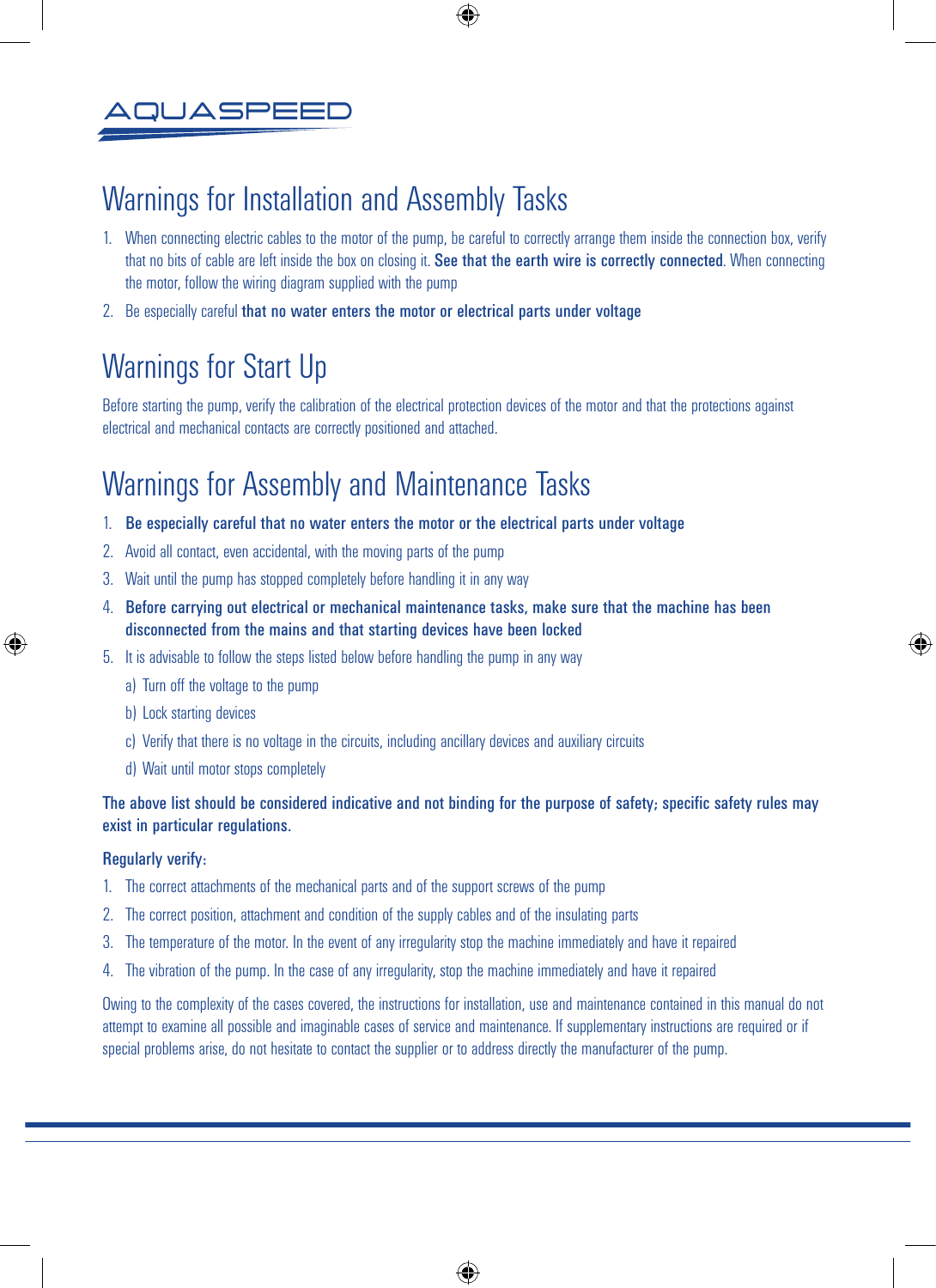AQUASPEED

# Warnings for Installation and Assembly Tasks

1. When connecting electric cables to the motor of the pump, be careful to correctly arrange them inside the connection box, verify that no bits of cable are left inside the box on closing it. **See that the earth wire is correctly connected**. When connecting the motor, follow the wiring diagram supplied with the pump
2. Be especially careful **that no water enters the motor or electrical parts under voltage**

# Warnings for Start Up

Before starting the pump, verify the calibration of the electrical protection devices of the motor and that the protections against electrical and mechanical contacts are correctly positioned and attached.

# Warnings for Assembly and Maintenance Tasks

1. **Be especially careful that no water enters the motor or the electrical parts under voltage**
2. Avoid all contact, even accidental, with the moving parts of the pump
3. Wait until the pump has stopped completely before handling it in any way
4. **Before carrying out electrical or mechanical maintenance tasks, make sure that the machine has been disconnected from the mains and that starting devices have been locked**
5. It is advisable to follow the steps listed below before handling the pump in any way
   a) Turn off the voltage to the pump
   b) Lock starting devices
   c) Verify that there is no voltage in the circuits, including ancillary devices and auxiliary circuits
   d) Wait until motor stops completely

**The above list should be considered indicative and not binding for the purpose of safety; specific safety rules may exist in particular regulations.**

**Regularly verify:**

1. The correct attachments of the mechanical parts and of the support screws of the pump
2. The correct position, attachment and condition of the supply cables and of the insulating parts
3. The temperature of the motor. In the event of any irregularity stop the machine immediately and have it repaired
4. The vibration of the pump. In the case of any irregularity, stop the machine immediately and have it repaired

Owing to the complexity of the cases covered, the instructions for installation, use and maintenance contained in this manual do not attempt to examine all possible and imaginable cases of service and maintenance. If supplementary instructions are required or if special problems arise, do not hesitate to contact the supplier or to address directly the manufacturer of the pump.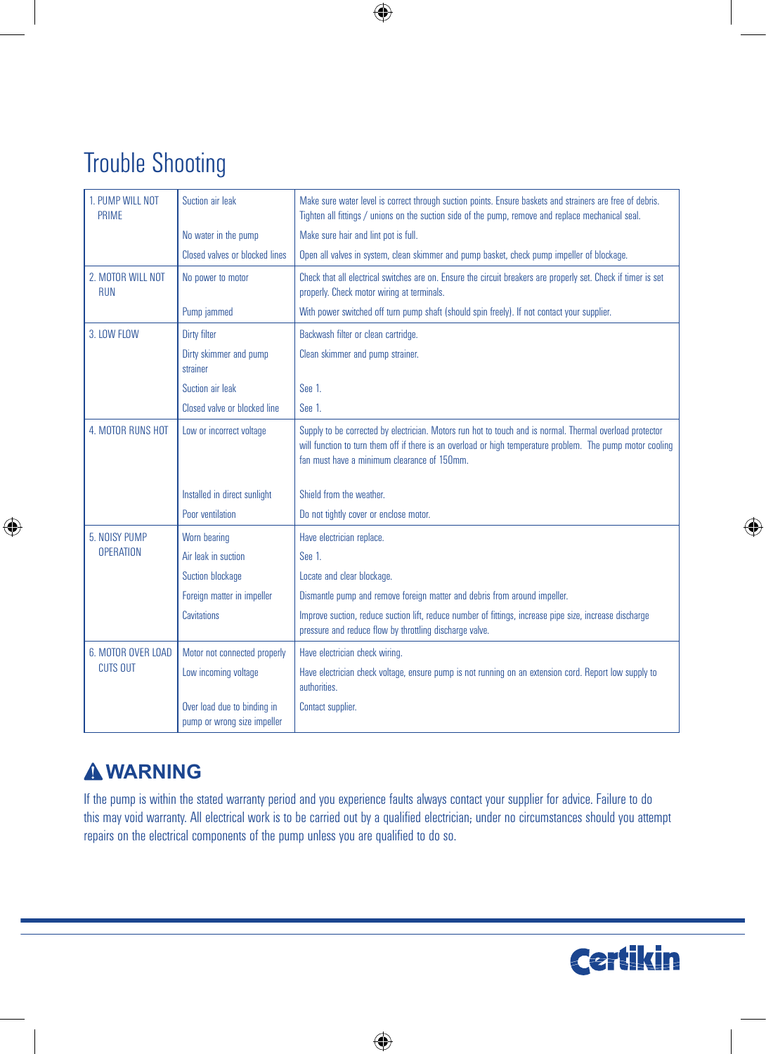# Trouble Shooting

| Problem | Cause | Solution |
|---|---|---|
| 1. PUMP WILL NOT PRIME | Suction air leak | Make sure water level is correct through suction points. Ensure baskets and strainers are free of debris. Tighten all fittings / unions on the suction side of the pump, remove and replace mechanical seal. |
| | No water in the pump | Make sure hair and lint pot is full. |
| | Closed valves or blocked lines | Open all valves in system, clean skimmer and pump basket, check pump impeller of blockage. |
| 2. MOTOR WILL NOT RUN | No power to motor | Check that all electrical switches are on. Ensure the circuit breakers are properly set. Check if timer is set properly. Check motor wiring at terminals. |
| | Pump jammed | With power switched off turn pump shaft (should spin freely). If not contact your supplier. |
| 3. LOW FLOW | Dirty filter | Backwash filter or clean cartridge. |
| | Dirty skimmer and pump strainer | Clean skimmer and pump strainer. |
| | Suction air leak | See 1. |
| | Closed valve or blocked line | See 1. |
| 4. MOTOR RUNS HOT | Low or incorrect voltage | Supply to be corrected by electrician. Motors run hot to touch and is normal. Thermal overload protector will function to turn them off if there is an overload or high temperature problem. The pump motor cooling fan must have a minimum clearance of 150mm. |
| | Installed in direct sunlight | Shield from the weather. |
| | Poor ventilation | Do not tightly cover or enclose motor. |
| 5. NOISY PUMP OPERATION | Worn bearing | Have electrician replace. |
| | Air leak in suction | See 1. |
| | Suction blockage | Locate and clear blockage. |
| | Foreign matter in impeller | Dismantle pump and remove foreign matter and debris from around impeller. |
| | Cavitations | Improve suction, reduce suction lift, reduce number of fittings, increase pipe size, increase discharge pressure and reduce flow by throttling discharge valve. |
| 6. MOTOR OVER LOAD CUTS OUT | Motor not connected properly | Have electrician check wiring. |
| | Low incoming voltage | Have electrician check voltage, ensure pump is not running on an extension cord. Report low supply to authorities. |
| | Over load due to binding in pump or wrong size impeller | Contact supplier. |

## ⚠ WARNING

If the pump is within the stated warranty period and you experience faults always contact your supplier for advice. Failure to do this may void warranty. All electrical work is to be carried out by a qualified electrician; under no circumstances should you attempt repairs on the electrical components of the pump unless you are qualified to do so.

Certikin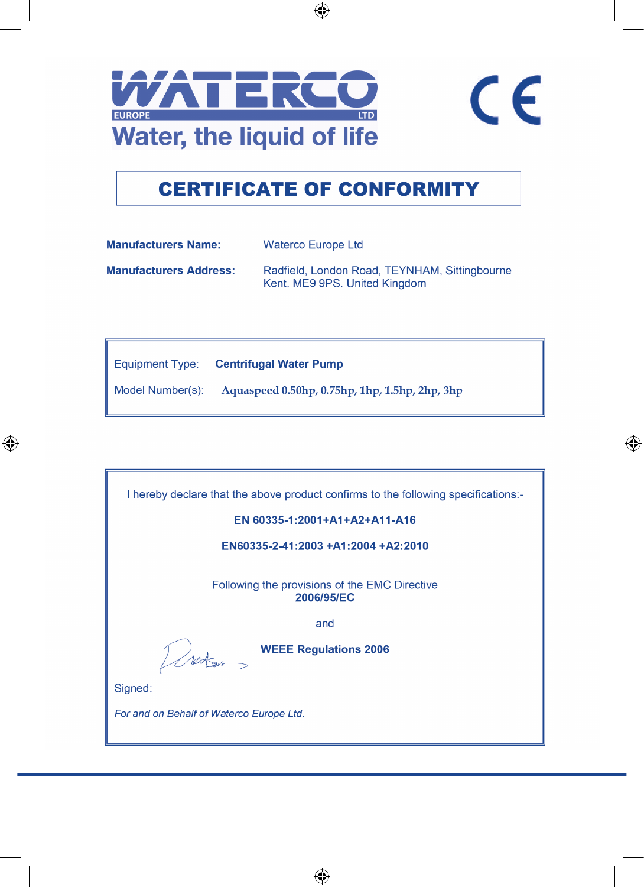WATERCO EUROPE LTD

Water, the liquid of life

CE

# CERTIFICATE OF CONFORMITY

**Manufacturers Name:** Waterco Europe Ltd

**Manufacturers Address:** Radfield, London Road, TEYNHAM, Sittingbourne
Kent. ME9 9PS. United Kingdom

Equipment Type: **Centrifugal Water Pump**

Model Number(s): **Aquaspeed 0.50hp, 0.75hp, 1hp, 1.5hp, 2hp, 3hp**

I hereby declare that the above product confirms to the following specifications:-

**EN 60335-1:2001+A1+A2+A11-A16**

**EN60335-2-41:2003 +A1:2004 +A2:2010**

Following the provisions of the EMC Directive
**2006/95/EC**

and

**WEEE Regulations 2006**

Signed:

*For and on Behalf of Waterco Europe Ltd.*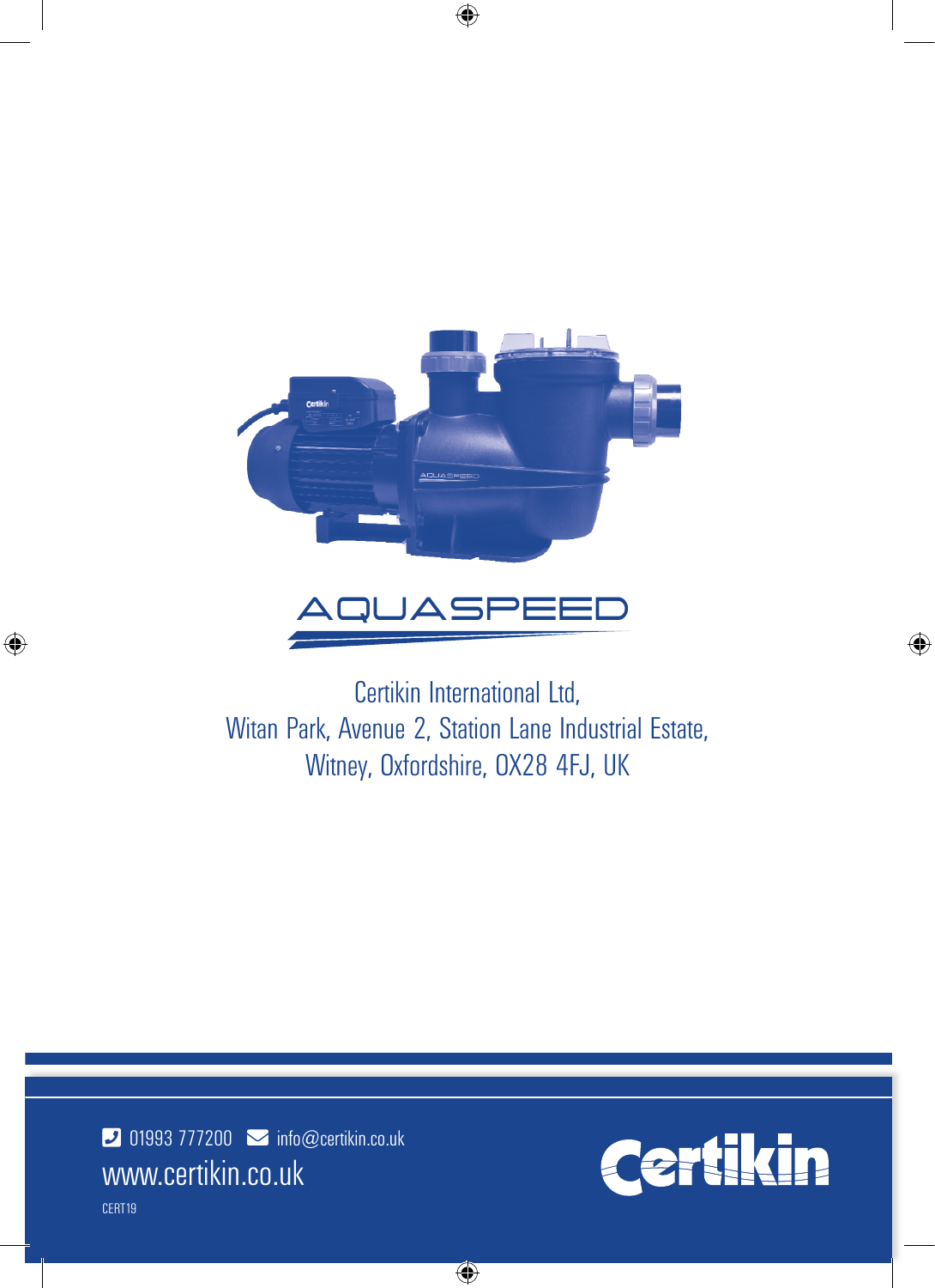AQUASPEED

Certikin International Ltd,
Witan Park, Avenue 2, Station Lane Industrial Estate,
Witney, Oxfordshire, OX28 4FJ, UK

01993 777200 info@certikin.co.uk
www.certikin.co.uk

CERT19

Certikin